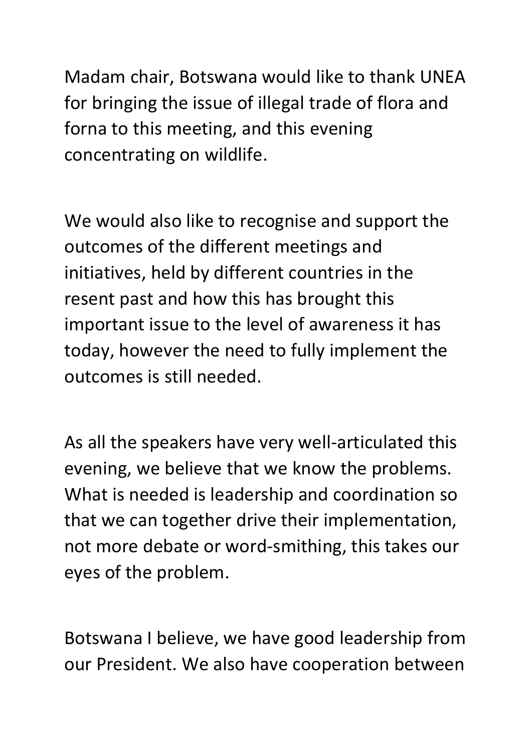Madam chair, Botswana would like to thank UNEA for bringing the issue of illegal trade of flora and forna to this meeting, and this evening concentrating on wildlife.

We would also like to recognise and support the outcomes of the different meetings and initiatives, held by different countries in the resent past and how this has brought this important issue to the level of awareness it has today, however the need to fully implement the outcomes is still needed.

As all the speakers have very well-articulated this evening, we believe that we know the problems. What is needed is leadership and coordination so that we can together drive their implementation, not more debate or word-smithing, this takes our eyes of the problem.

Botswana I believe, we have good leadership from our President. We also have cooperation between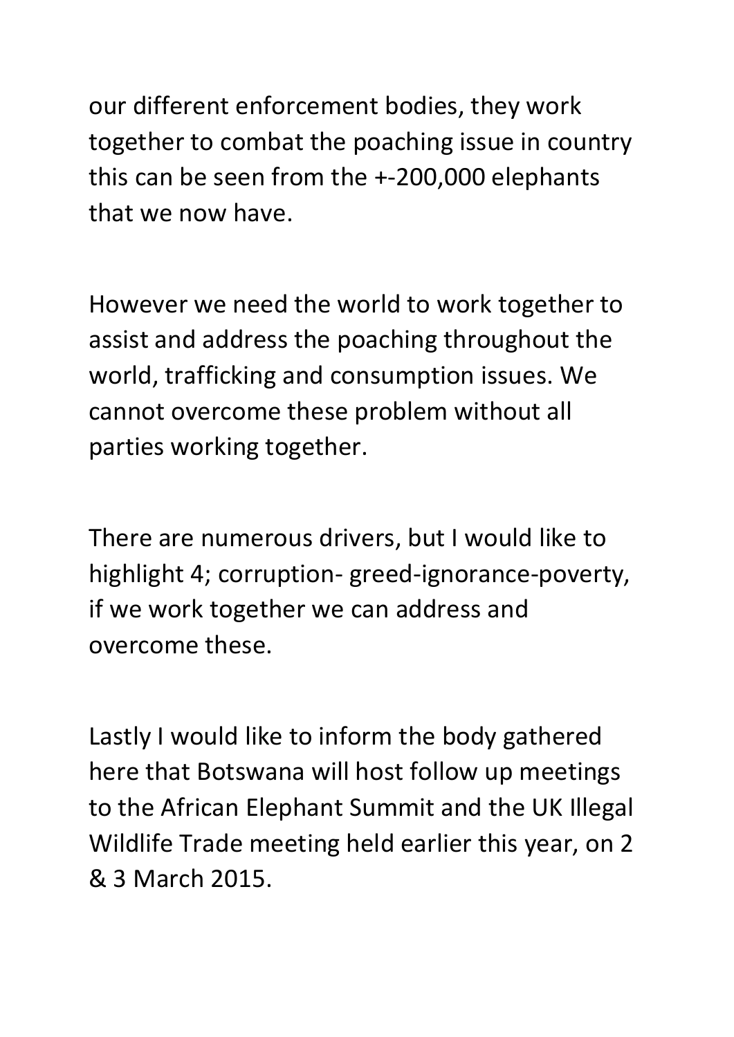our different enforcement bodies, they work together to combat the poaching issue in country this can be seen from the +-200,000 elephants that we now have.

However we need the world to work together to assist and address the poaching throughout the world, trafficking and consumption issues. We cannot overcome these problem without all parties working together.

There are numerous drivers, but I would like to highlight 4; corruption- greed-ignorance-poverty, if we work together we can address and overcome these.

Lastly I would like to inform the body gathered here that Botswana will host follow up meetings to the African Elephant Summit and the UK Illegal Wildlife Trade meeting held earlier this year, on 2 & 3 March 2015.